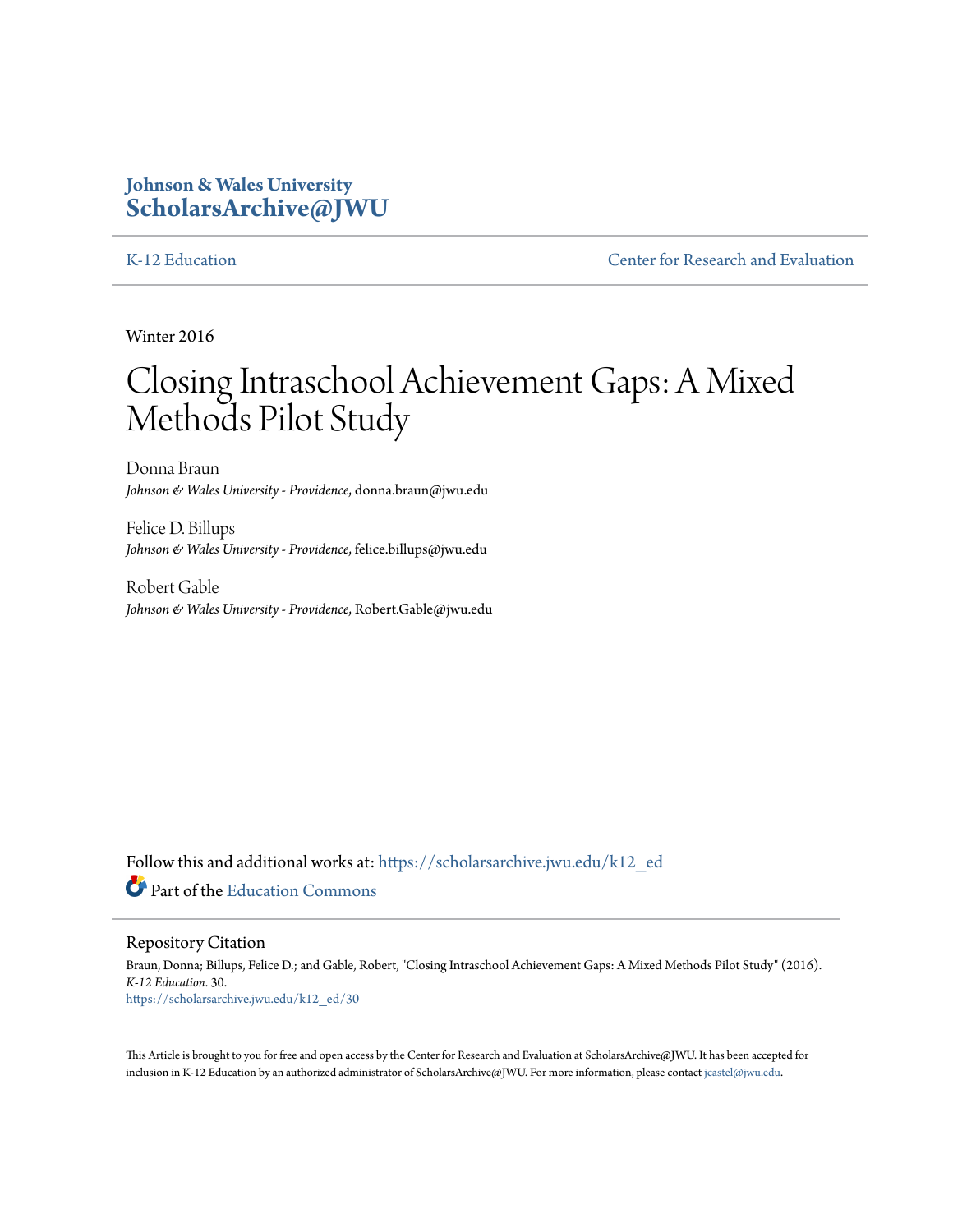**Johson & Wales University**
**ScholarsArchive@JWU**

K-12 Education | Center for Research and Evaluation

Winter 2016

# Closing Intraschool Achievement Gaps: A Mixed Methods Pilot Study

Donna Braun
*Johnson & Wales University - Providence*, donna.braun@jwu.edu

Felice D. Billups
*Johnson & Wales University - Providence*, felice.billups@jwu.edu

Robert Gable
*Johnson & Wales University - Providence*, Robert.Gable@jwu.edu

Follow this and additional works at: https://scholarsarchive.jwu.edu/k12_ed

Part of the Education Commons

## Repository Citation

Braun, Donna; Billups, Felice D.; and Gable, Robert, "Closing Intraschool Achievement Gaps: A Mixed Methods Pilot Study" (2016). *K-12 Education*. 30.
https://scholarsarchive.jwu.edu/k12_ed/30

This Article is brought to you for free and open access by the Center for Research and Evaluation at ScholarsArchive@JWU. It has been accepted for inclusion in K-12 Education by an authorized administrator of ScholarsArchive@JWU. For more information, please contact jcastel@jwu.edu.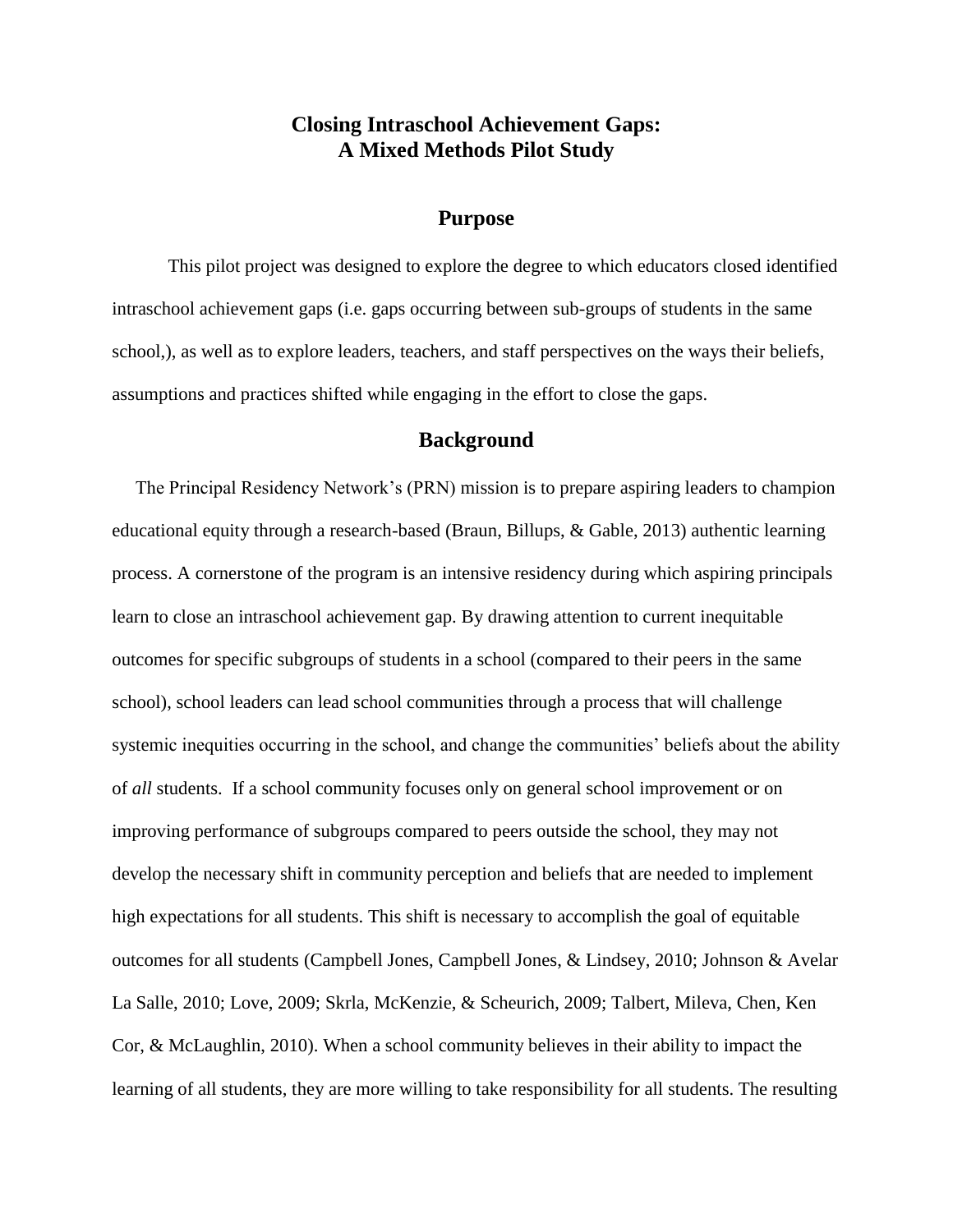# Closing Intraschool Achievement Gaps: A Mixed Methods Pilot Study

## Purpose

This pilot project was designed to explore the degree to which educators closed identified intraschool achievement gaps (i.e. gaps occurring between sub-groups of students in the same school,), as well as to explore leaders, teachers, and staff perspectives on the ways their beliefs, assumptions and practices shifted while engaging in the effort to close the gaps.

## Background

The Principal Residency Network's (PRN) mission is to prepare aspiring leaders to champion educational equity through a research-based (Braun, Billups, & Gable, 2013) authentic learning process. A cornerstone of the program is an intensive residency during which aspiring principals learn to close an intraschool achievement gap. By drawing attention to current inequitable outcomes for specific subgroups of students in a school (compared to their peers in the same school), school leaders can lead school communities through a process that will challenge systemic inequities occurring in the school, and change the communities' beliefs about the ability of *all* students. If a school community focuses only on general school improvement or on improving performance of subgroups compared to peers outside the school, they may not develop the necessary shift in community perception and beliefs that are needed to implement high expectations for all students. This shift is necessary to accomplish the goal of equitable outcomes for all students (Campbell Jones, Campbell Jones, & Lindsey, 2010; Johnson & Avelar La Salle, 2010; Love, 2009; Skrla, McKenzie, & Scheurich, 2009; Talbert, Mileva, Chen, Ken Cor, & McLaughlin, 2010). When a school community believes in their ability to impact the learning of all students, they are more willing to take responsibility for all students. The resulting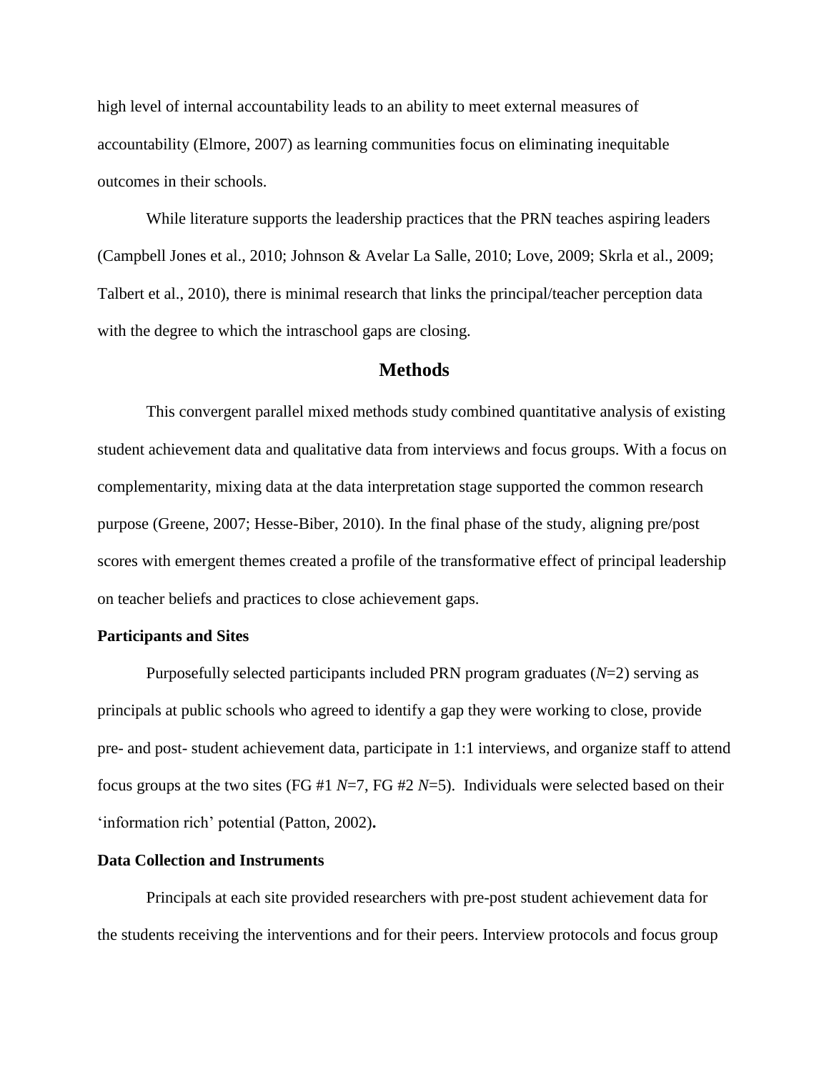high level of internal accountability leads to an ability to meet external measures of accountability (Elmore, 2007) as learning communities focus on eliminating inequitable outcomes in their schools.

While literature supports the leadership practices that the PRN teaches aspiring leaders (Campbell Jones et al., 2010; Johnson & Avelar La Salle, 2010; Love, 2009; Skrla et al., 2009; Talbert et al., 2010), there is minimal research that links the principal/teacher perception data with the degree to which the intraschool gaps are closing.

## Methods

This convergent parallel mixed methods study combined quantitative analysis of existing student achievement data and qualitative data from interviews and focus groups. With a focus on complementarity, mixing data at the data interpretation stage supported the common research purpose (Greene, 2007; Hesse-Biber, 2010). In the final phase of the study, aligning pre/post scores with emergent themes created a profile of the transformative effect of principal leadership on teacher beliefs and practices to close achievement gaps.

### Participants and Sites

Purposefully selected participants included PRN program graduates ($N$=2) serving as principals at public schools who agreed to identify a gap they were working to close, provide pre- and post- student achievement data, participate in 1:1 interviews, and organize staff to attend focus groups at the two sites (FG #1 $N$=7, FG #2 $N$=5). Individuals were selected based on their 'information rich' potential (Patton, 2002)**.**

### Data Collection and Instruments

Principals at each site provided researchers with pre-post student achievement data for the students receiving the interventions and for their peers. Interview protocols and focus group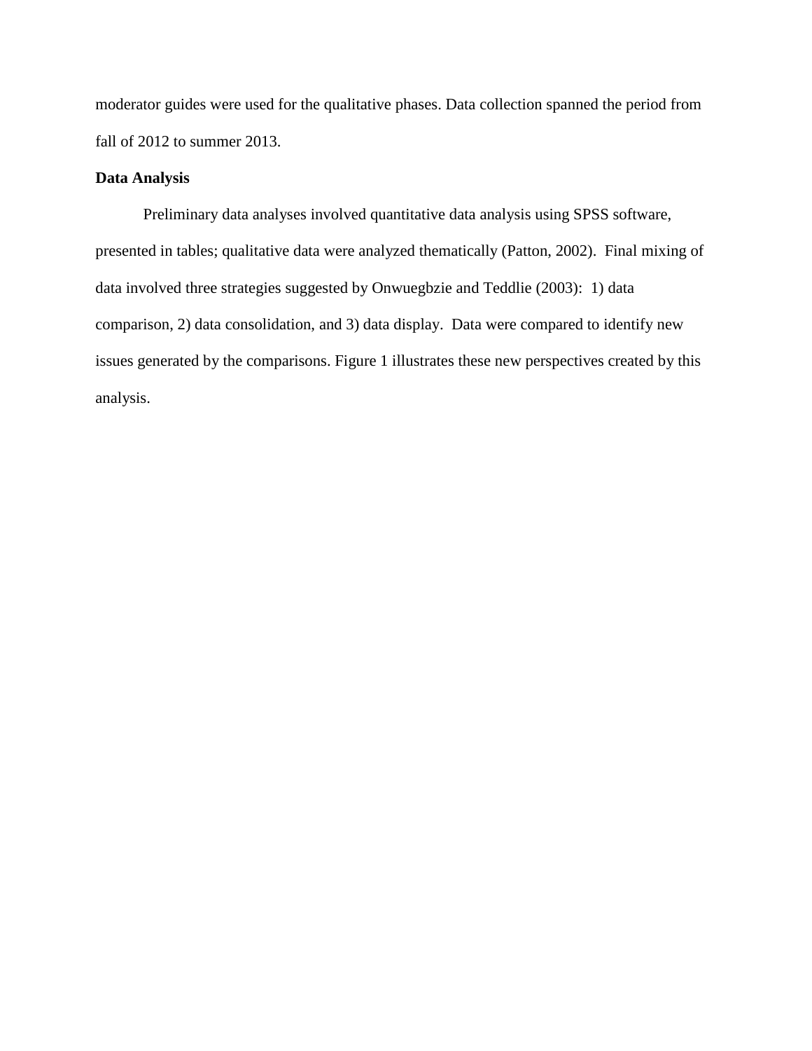moderator guides were used for the qualitative phases. Data collection spanned the period from fall of 2012 to summer 2013.

### Data Analysis

Preliminary data analyses involved quantitative data analysis using SPSS software, presented in tables; qualitative data were analyzed thematically (Patton, 2002). Final mixing of data involved three strategies suggested by Onwuegbzie and Teddlie (2003): 1) data comparison, 2) data consolidation, and 3) data display. Data were compared to identify new issues generated by the comparisons. Figure 1 illustrates these new perspectives created by this analysis.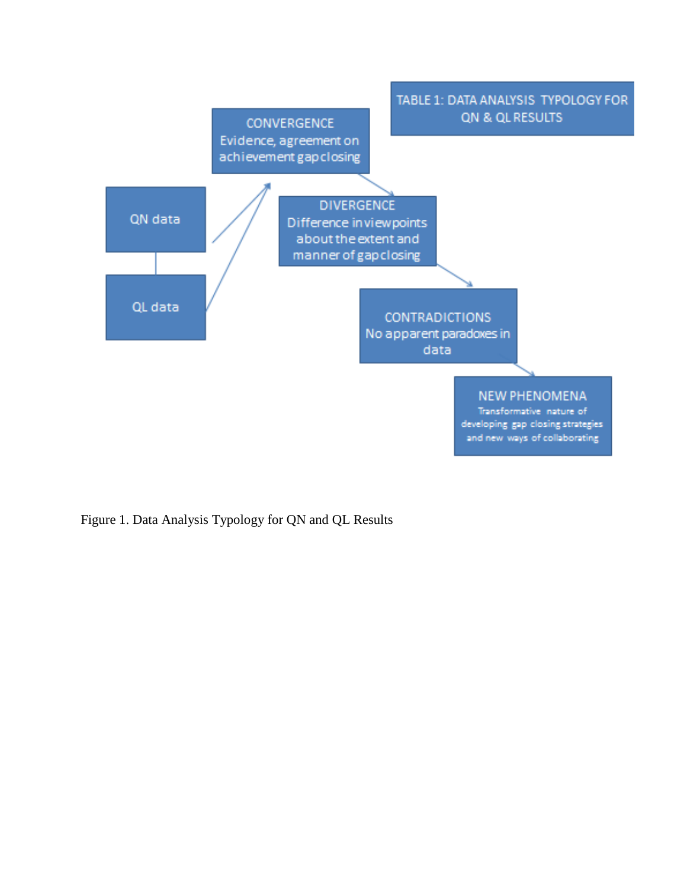TABLE 1: DATA ANALYSIS TYPOLOGY FOR QN & QL RESULTS

QN data

QL data

CONVERGENCE
Evidence, agreement on achievement gap closing

DIVERGENCE
Difference in viewpoints about the extent and manner of gap closing

CONTRADICTIONS
No apparent paradoxes in data

NEW PHENOMENA
Transformative nature of developing gap closing strategies and new ways of collaborating

Figure 1. Data Analysis Typology for QN and QL Results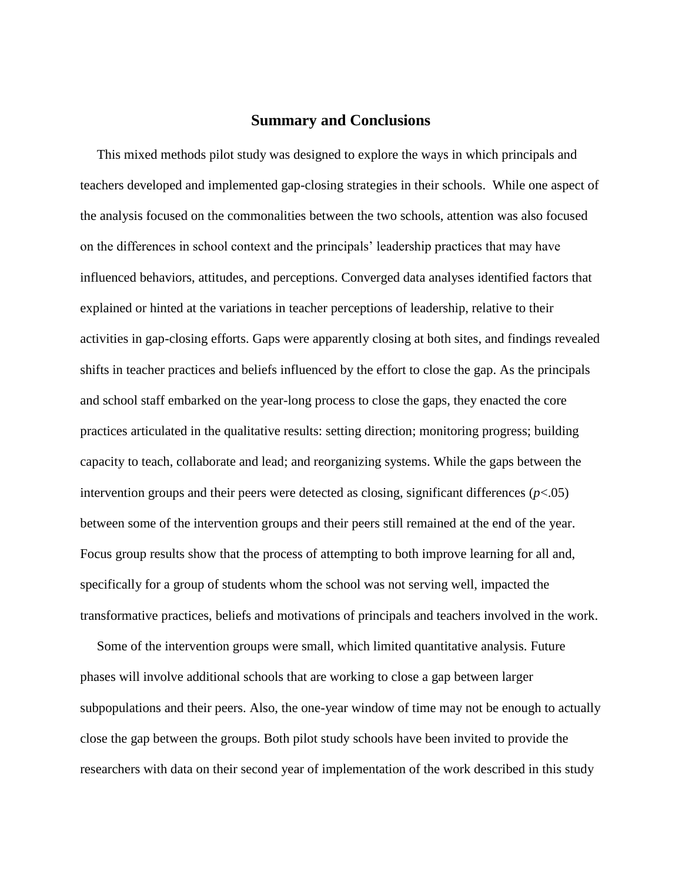## Summary and Conclusions

This mixed methods pilot study was designed to explore the ways in which principals and teachers developed and implemented gap-closing strategies in their schools. While one aspect of the analysis focused on the commonalities between the two schools, attention was also focused on the differences in school context and the principals' leadership practices that may have influenced behaviors, attitudes, and perceptions. Converged data analyses identified factors that explained or hinted at the variations in teacher perceptions of leadership, relative to their activities in gap-closing efforts. Gaps were apparently closing at both sites, and findings revealed shifts in teacher practices and beliefs influenced by the effort to close the gap. As the principals and school staff embarked on the year-long process to close the gaps, they enacted the core practices articulated in the qualitative results: setting direction; monitoring progress; building capacity to teach, collaborate and lead; and reorganizing systems. While the gaps between the intervention groups and their peers were detected as closing, significant differences ($p<.05$) between some of the intervention groups and their peers still remained at the end of the year. Focus group results show that the process of attempting to both improve learning for all and, specifically for a group of students whom the school was not serving well, impacted the transformative practices, beliefs and motivations of principals and teachers involved in the work.

Some of the intervention groups were small, which limited quantitative analysis. Future phases will involve additional schools that are working to close a gap between larger subpopulations and their peers. Also, the one-year window of time may not be enough to actually close the gap between the groups. Both pilot study schools have been invited to provide the researchers with data on their second year of implementation of the work described in this study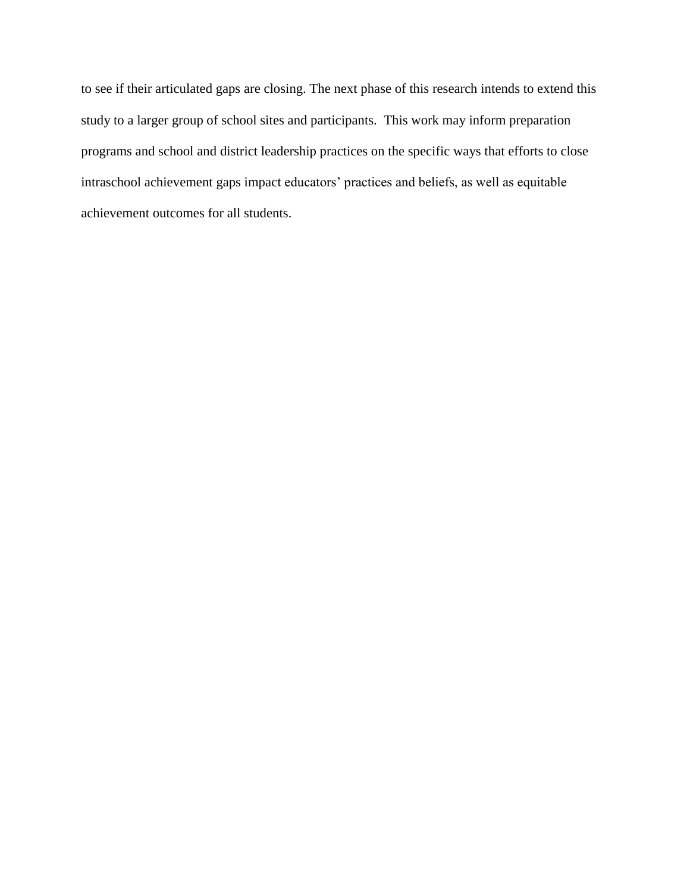to see if their articulated gaps are closing. The next phase of this research intends to extend this study to a larger group of school sites and participants. This work may inform preparation programs and school and district leadership practices on the specific ways that efforts to close intraschool achievement gaps impact educators' practices and beliefs, as well as equitable achievement outcomes for all students.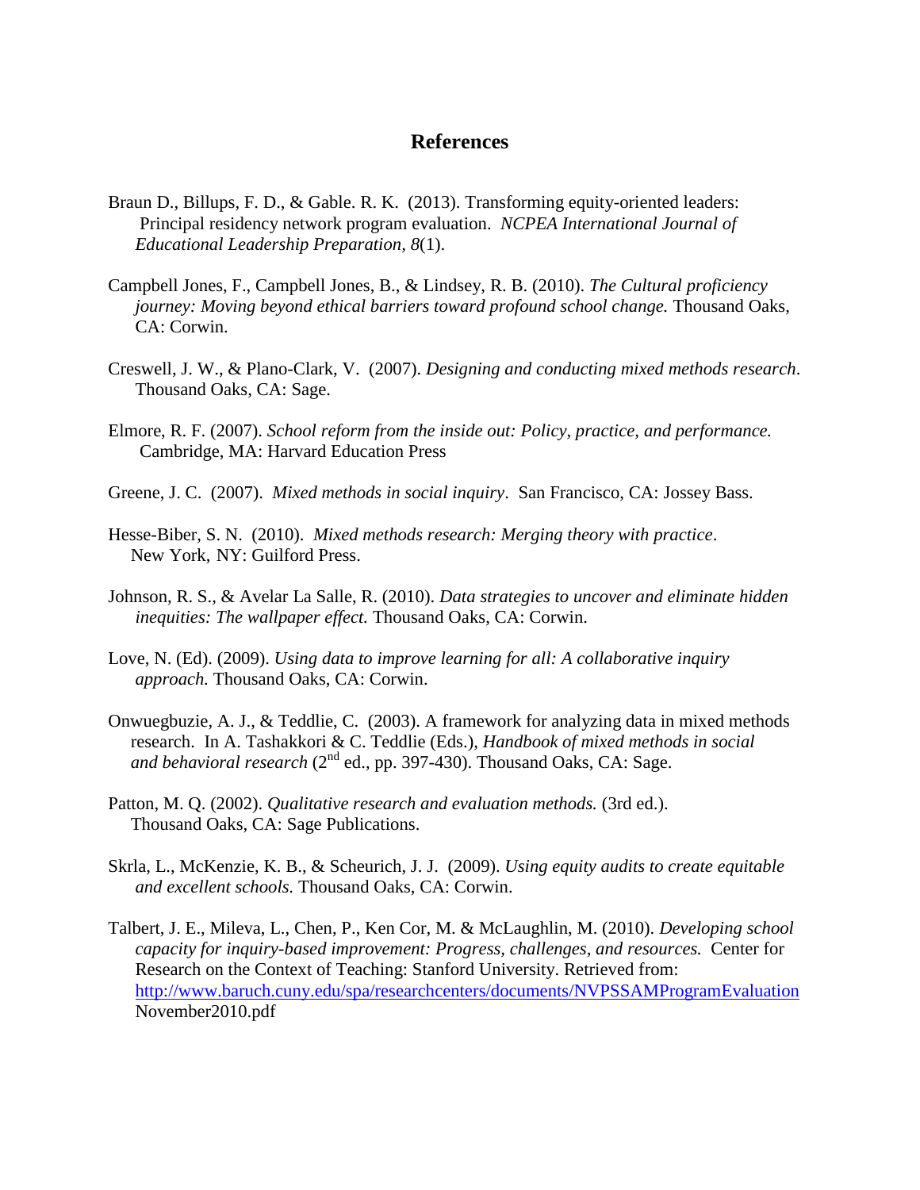# References

Braun D., Billups, F. D., & Gable. R. K. (2013). Transforming equity-oriented leaders: Principal residency network program evaluation. *NCPEA International Journal of Educational Leadership Preparation, 8*(1).

Campbell Jones, F., Campbell Jones, B., & Lindsey, R. B. (2010). *The Cultural proficiency journey: Moving beyond ethical barriers toward profound school change.* Thousand Oaks, CA: Corwin.

Creswell, J. W., & Plano-Clark, V. (2007). *Designing and conducting mixed methods research*. Thousand Oaks, CA: Sage.

Elmore, R. F. (2007). *School reform from the inside out: Policy, practice, and performance.* Cambridge, MA: Harvard Education Press

Greene, J. C. (2007). *Mixed methods in social inquiry*. San Francisco, CA: Jossey Bass.

Hesse-Biber, S. N. (2010). *Mixed methods research: Merging theory with practice*. New York, NY: Guilford Press.

Johnson, R. S., & Avelar La Salle, R. (2010). *Data strategies to uncover and eliminate hidden inequities: The wallpaper effect.* Thousand Oaks, CA: Corwin.

Love, N. (Ed). (2009). *Using data to improve learning for all: A collaborative inquiry approach.* Thousand Oaks, CA: Corwin.

Onwuegbuzie, A. J., & Teddlie, C. (2003). A framework for analyzing data in mixed methods research. In A. Tashakkori & C. Teddlie (Eds.), *Handbook of mixed methods in social and behavioral research* (2nd ed., pp. 397-430). Thousand Oaks, CA: Sage.

Patton, M. Q. (2002). *Qualitative research and evaluation methods.* (3rd ed.). Thousand Oaks, CA: Sage Publications.

Skrla, L., McKenzie, K. B., & Scheurich, J. J. (2009). *Using equity audits to create equitable and excellent schools.* Thousand Oaks, CA: Corwin.

Talbert, J. E., Mileva, L., Chen, P., Ken Cor, M. & McLaughlin, M. (2010). *Developing school capacity for inquiry-based improvement: Progress, challenges, and resources.* Center for Research on the Context of Teaching: Stanford University. Retrieved from: http://www.baruch.cuny.edu/spa/researchcenters/documents/NVPSSAMProgramEvaluationNovember2010.pdf